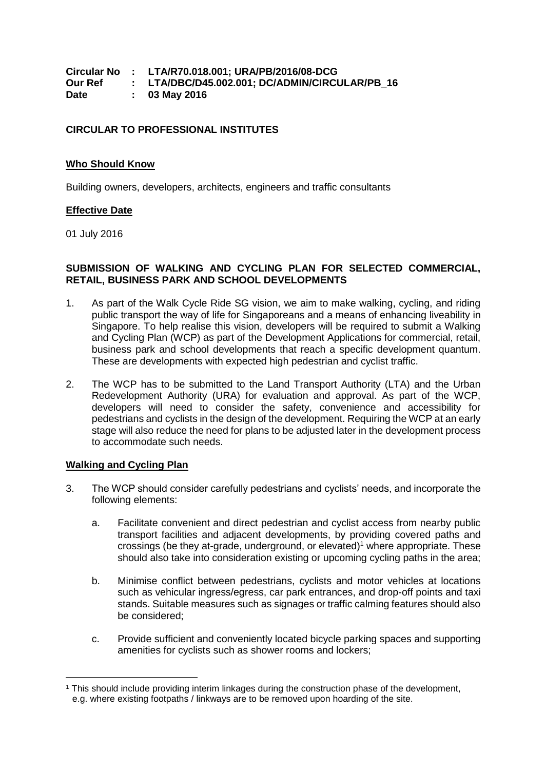**Circular No : LTA/R70.018.001; URA/PB/2016/08-DCG**
**Our Ref : LTA/DBC/D45.002.001; DC/ADMIN/CIRCULAR/PB_16**
**Date : 03 May 2016**

**CIRCULAR TO PROFESSIONAL INSTITUTES**

**Who Should Know**

Building owners, developers, architects, engineers and traffic consultants

**Effective Date**

01 July 2016

**SUBMISSION OF WALKING AND CYCLING PLAN FOR SELECTED COMMERCIAL, RETAIL, BUSINESS PARK AND SCHOOL DEVELOPMENTS**

1. As part of the Walk Cycle Ride SG vision, we aim to make walking, cycling, and riding public transport the way of life for Singaporeans and a means of enhancing liveability in Singapore. To help realise this vision, developers will be required to submit a Walking and Cycling Plan (WCP) as part of the Development Applications for commercial, retail, business park and school developments that reach a specific development quantum. These are developments with expected high pedestrian and cyclist traffic.

2. The WCP has to be submitted to the Land Transport Authority (LTA) and the Urban Redevelopment Authority (URA) for evaluation and approval. As part of the WCP, developers will need to consider the safety, convenience and accessibility for pedestrians and cyclists in the design of the development. Requiring the WCP at an early stage will also reduce the need for plans to be adjusted later in the development process to accommodate such needs.

**Walking and Cycling Plan**

3. The WCP should consider carefully pedestrians and cyclists' needs, and incorporate the following elements:

   a. Facilitate convenient and direct pedestrian and cyclist access from nearby public transport facilities and adjacent developments, by providing covered paths and crossings (be they at-grade, underground, or elevated)[1] where appropriate. These should also take into consideration existing or upcoming cycling paths in the area;

   b. Minimise conflict between pedestrians, cyclists and motor vehicles at locations such as vehicular ingress/egress, car park entrances, and drop-off points and taxi stands. Suitable measures such as signages or traffic calming features should also be considered;

   c. Provide sufficient and conveniently located bicycle parking spaces and supporting amenities for cyclists such as shower rooms and lockers;

[1] This should include providing interim linkages during the construction phase of the development, e.g. where existing footpaths / linkways are to be removed upon hoarding of the site.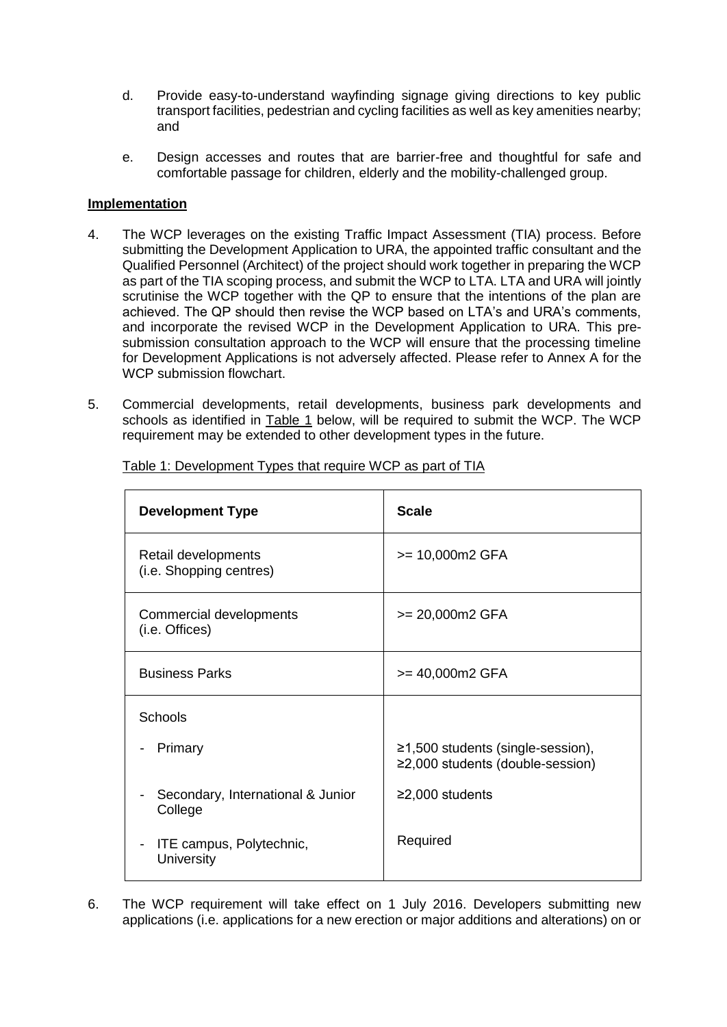d. Provide easy-to-understand wayfinding signage giving directions to key public transport facilities, pedestrian and cycling facilities as well as key amenities nearby; and

e. Design accesses and routes that are barrier-free and thoughtful for safe and comfortable passage for children, elderly and the mobility-challenged group.

**Implementation**

4. The WCP leverages on the existing Traffic Impact Assessment (TIA) process. Before submitting the Development Application to URA, the appointed traffic consultant and the Qualified Personnel (Architect) of the project should work together in preparing the WCP as part of the TIA scoping process, and submit the WCP to LTA. LTA and URA will jointly scrutinise the WCP together with the QP to ensure that the intentions of the plan are achieved. The QP should then revise the WCP based on LTA's and URA's comments, and incorporate the revised WCP in the Development Application to URA. This pre-submission consultation approach to the WCP will ensure that the processing timeline for Development Applications is not adversely affected. Please refer to Annex A for the WCP submission flowchart.

5. Commercial developments, retail developments, business park developments and schools as identified in Table 1 below, will be required to submit the WCP. The WCP requirement may be extended to other development types in the future.

Table 1: Development Types that require WCP as part of TIA

| Development Type | Scale |
|---|---|
| Retail developments (i.e. Shopping centres) | >= 10,000m2 GFA |
| Commercial developments (i.e. Offices) | >= 20,000m2 GFA |
| Business Parks | >= 40,000m2 GFA |
| Schools | |
| - Primary | ≥1,500 students (single-session), ≥2,000 students (double-session) |
| - Secondary, International & Junior College | ≥2,000 students |
| - ITE campus, Polytechnic, University | Required |

6. The WCP requirement will take effect on 1 July 2016. Developers submitting new applications (i.e. applications for a new erection or major additions and alterations) on or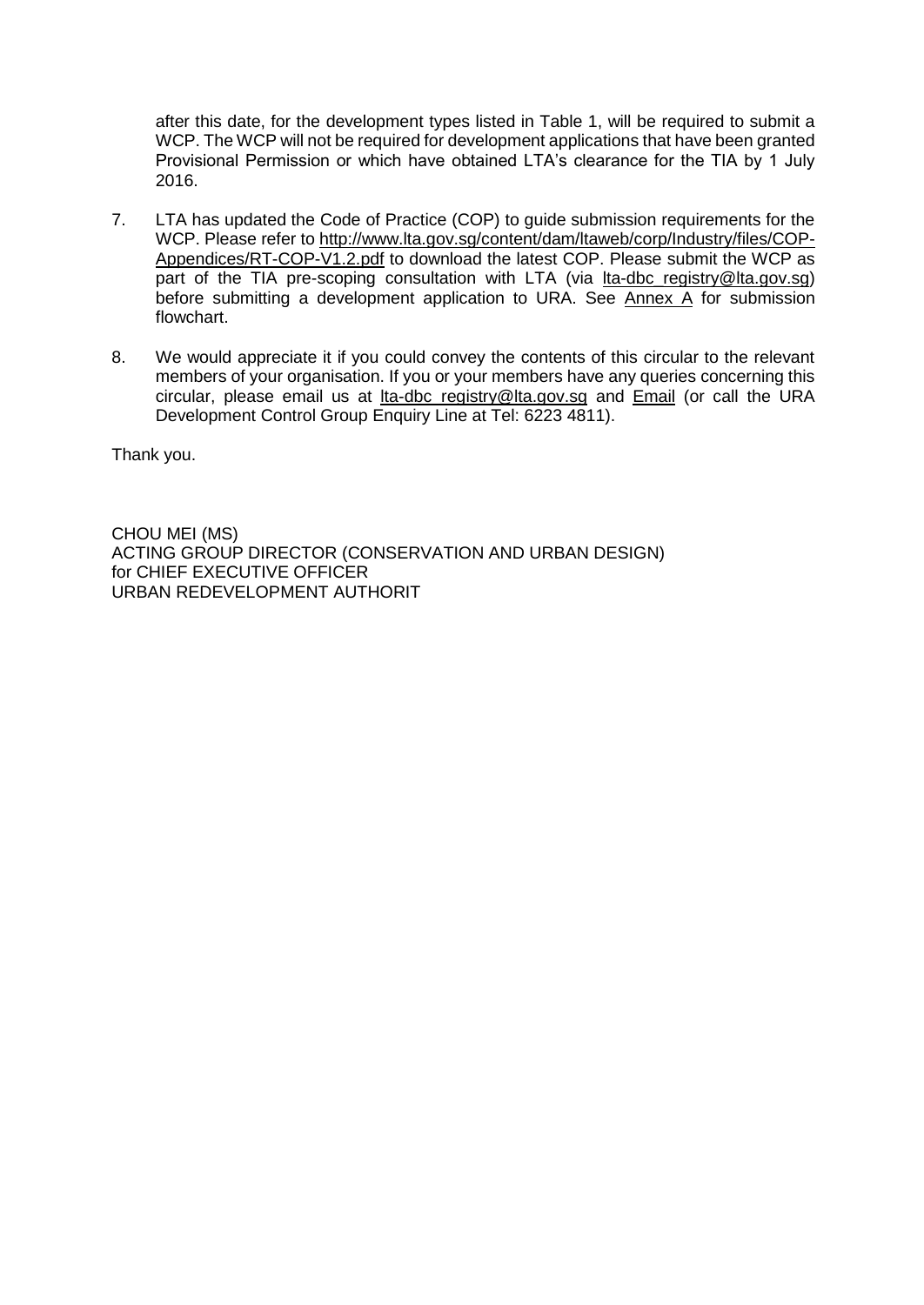after this date, for the development types listed in Table 1, will be required to submit a WCP. The WCP will not be required for development applications that have been granted Provisional Permission or which have obtained LTA's clearance for the TIA by 1 July 2016.

7. LTA has updated the Code of Practice (COP) to guide submission requirements for the WCP. Please refer to http://www.lta.gov.sg/content/dam/ltaweb/corp/Industry/files/COP-Appendices/RT-COP-V1.2.pdf to download the latest COP. Please submit the WCP as part of the TIA pre-scoping consultation with LTA (via lta-dbc_registry@lta.gov.sg) before submitting a development application to URA. See Annex A for submission flowchart.

8. We would appreciate it if you could convey the contents of this circular to the relevant members of your organisation. If you or your members have any queries concerning this circular, please email us at lta-dbc_registry@lta.gov.sg and Email (or call the URA Development Control Group Enquiry Line at Tel: 6223 4811).

Thank you.

CHOU MEI (MS)
ACTING GROUP DIRECTOR (CONSERVATION AND URBAN DESIGN)
for CHIEF EXECUTIVE OFFICER
URBAN REDEVELOPMENT AUTHORIT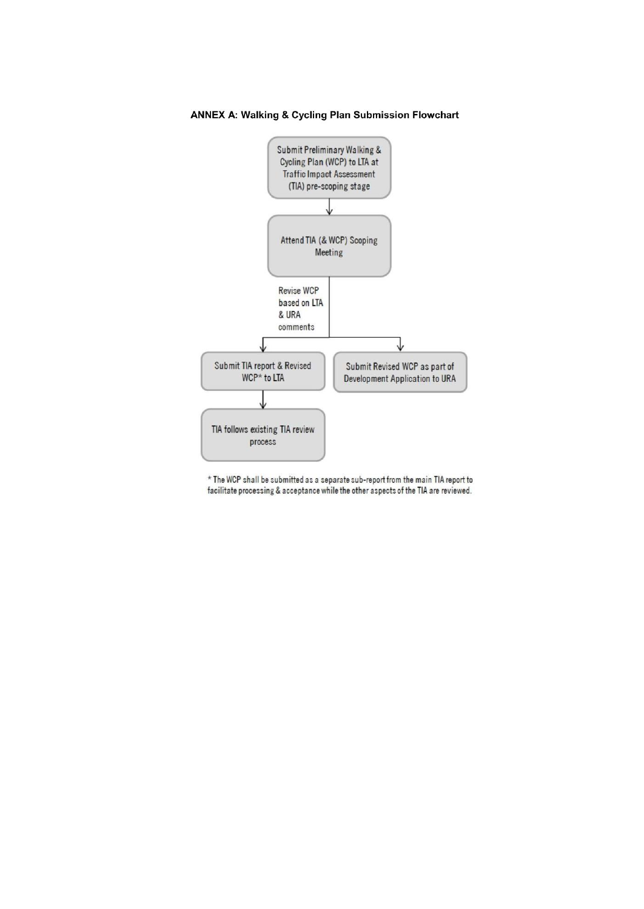## ANNEX A: Walking & Cycling Plan Submission Flowchart

Submit Preliminary Walking & Cycling Plan (WCP) to LTA at Traffic Impact Assessment (TIA) pre-scoping stage

Attend TIA (& WCP) Scoping Meeting

Revise WCP based on LTA & URA comments

Submit TIA report & Revised WCP* to LTA

Submit Revised WCP as part of Development Application to URA

TIA follows existing TIA review process

* The WCP shall be submitted as a separate sub-report from the main TIA report to facilitate processing & acceptance while the other aspects of the TIA are reviewed.